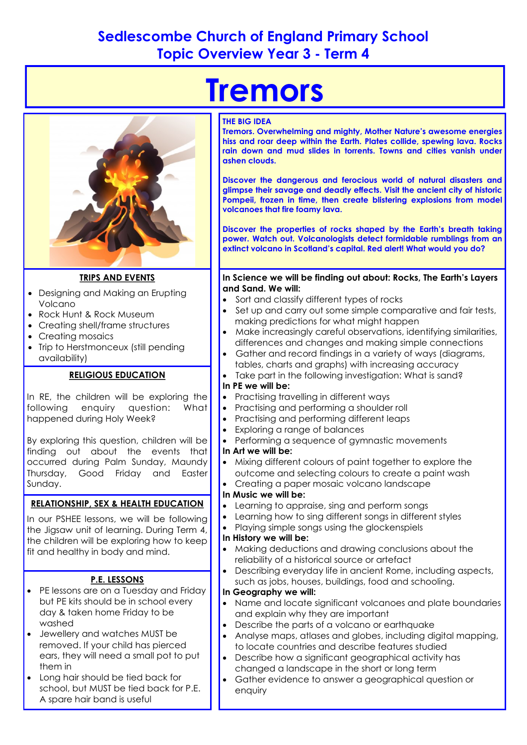# Sedlescombe Church of England Primary School
## Topic Overview Year 3 - Term 4

# Tremors

### TRIPS AND EVENTS

- Designing and Making an Erupting Volcano
- Rock Hunt & Rock Museum
- Creating shell/frame structures
- Creating mosaics
- Trip to Herstmonceux (still pending availability)

### RELIGIOUS EDUCATION

In RE, the children will be exploring the following enquiry question: What happened during Holy Week?

By exploring this question, children will be finding out about the events that occurred during Palm Sunday, Maundy Thursday, Good Friday and Easter Sunday.

### RELATIONSHIP, SEX & HEALTH EDUCATION

In our PSHEE lessons, we will be following the Jigsaw unit of learning. During Term 4, the children will be exploring how to keep fit and healthy in body and mind.

### P.E. LESSONS

- PE lessons are on a Tuesday and Friday but PE kits should be in school every day & taken home Friday to be washed
- Jewellery and watches MUST be removed. If your child has pierced ears, they will need a small pot to put them in
- Long hair should be tied back for school, but MUST be tied back for P.E. A spare hair band is useful

### THE BIG IDEA

**Tremors. Overwhelming and mighty, Mother Nature's awesome energies hiss and roar deep within the Earth. Plates collide, spewing lava. Rocks rain down and mud slides in torrents. Towns and cities vanish under ashen clouds.**

**Discover the dangerous and ferocious world of natural disasters and glimpse their savage and deadly effects. Visit the ancient city of historic Pompeii, frozen in time, then create blistering explosions from model volcanoes that fire foamy lava.**

**Discover the properties of rocks shaped by the Earth's breath taking power. Watch out. Volcanologists detect formidable rumblings from an extinct volcano in Scotland's capital. Red alert! What would you do?**

**In Science we will be finding out about: Rocks, The Earth's Layers and Sand. We will:**

- Sort and classify different types of rocks
- Set up and carry out some simple comparative and fair tests, making predictions for what might happen
- Make increasingly careful observations, identifying similarities, differences and changes and making simple connections
- Gather and record findings in a variety of ways (diagrams, tables, charts and graphs) with increasing accuracy
- Take part in the following investigation: What is sand?

**In PE we will be:**

- Practising travelling in different ways
- Practising and performing a shoulder roll
- Practising and performing different leaps
- Exploring a range of balances
- Performing a sequence of gymnastic movements

**In Art we will be:**

- Mixing different colours of paint together to explore the outcome and selecting colours to create a paint wash
- Creating a paper mosaic volcano landscape

**In Music we will be:**

- Learning to appraise, sing and perform songs
- Learning how to sing different songs in different styles
- Playing simple songs using the glockenspiels

**In History we will be:**

- Making deductions and drawing conclusions about the reliability of a historical source or artefact
- Describing everyday life in ancient Rome, including aspects, such as jobs, houses, buildings, food and schooling.

**In Geography we will:**

- Name and locate significant volcanoes and plate boundaries and explain why they are important
- Describe the parts of a volcano or earthquake
- Analyse maps, atlases and globes, including digital mapping, to locate countries and describe features studied
- Describe how a significant geographical activity has changed a landscape in the short or long term
- Gather evidence to answer a geographical question or enquiry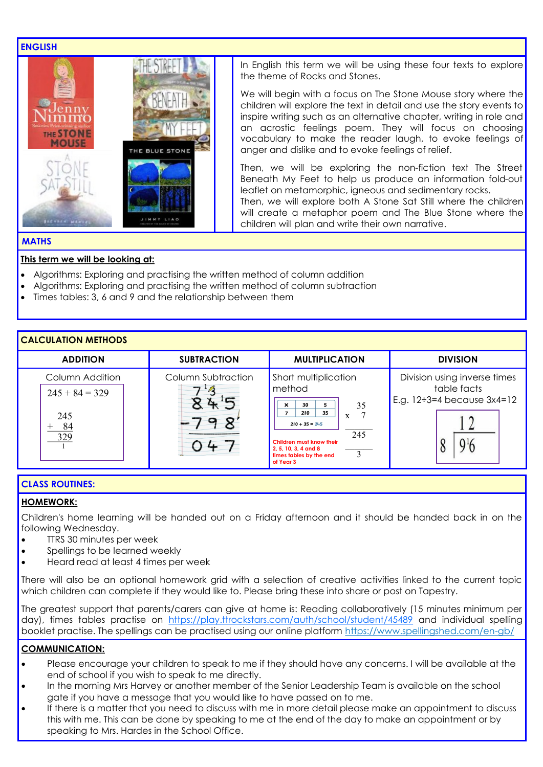## ENGLISH

In English this term we will be using these four texts to explore the theme of Rocks and Stones.

We will begin with a focus on The Stone Mouse story where the children will explore the text in detail and use the story events to inspire writing such as an alternative chapter, writing in role and an acrostic feelings poem. They will focus on choosing vocabulary to make the reader laugh, to evoke feelings of anger and dislike and to evoke feelings of relief.

Then, we will be exploring the non-fiction text The Street Beneath My Feet to help us produce an information fold-out leaflet on metamorphic, igneous and sedimentary rocks.
Then, we will explore both A Stone Sat Still where the children will create a metaphor poem and The Blue Stone where the children will plan and write their own narrative.

## MATHS

**<u>This term we will be looking at:</u>**

- Algorithms: Exploring and practising the written method of column addition
- Algorithms: Exploring and practising the written method of column subtraction
- Times tables: 3, 6 and 9 and the relationship between them

## CALCULATION METHODS

| ADDITION | SUBTRACTION | MULTIPLICATION | DIVISION |
|---|---|---|---|
| Column Addition<br>245 + 84 = 329<br>245<br>+ 84<br>329<br>1 | Column Subtraction<br>7 ¹3<br>8 4 ¹5<br>- 7 9 8<br>0 4 7 | Short multiplication method<br>× \| 30 \| 5<br>7 \| 210 \| 35<br>210 + 35 = 245<br>35<br>x 7<br>245<br>3<br>Children must know their 2, 5, 10, 3, 4 and 8 times tables by the end of Year 3 | Division using inverse times table facts<br>E.g. 12÷3=4 because 3x4=12<br>12<br>8 \| 9¹6 |

## CLASS ROUTINES:

**<u>HOMEWORK:</u>**

Children's home learning will be handed out on a Friday afternoon and it should be handed back in on the following Wednesday.

- TTRS 30 minutes per week
- Spellings to be learned weekly
- Heard read at least 4 times per week

There will also be an optional homework grid with a selection of creative activities linked to the current topic which children can complete if they would like to. Please bring these into share or post on Tapestry.

The greatest support that parents/carers can give at home is: Reading collaboratively (15 minutes minimum per day), times tables practise on https://play.ttrockstars.com/auth/school/student/45489 and individual spelling booklet practise. The spellings can be practised using our online platform https://www.spellingshed.com/en-gb/

**<u>COMMUNICATION:</u>**

- Please encourage your children to speak to me if they should have any concerns. I will be available at the end of school if you wish to speak to me directly.
- In the morning Mrs Harvey or another member of the Senior Leadership Team is available on the school gate if you have a message that you would like to have passed on to me.
- If there is a matter that you need to discuss with me in more detail please make an appointment to discuss this with me. This can be done by speaking to me at the end of the day to make an appointment or by speaking to Mrs. Hardes in the School Office.